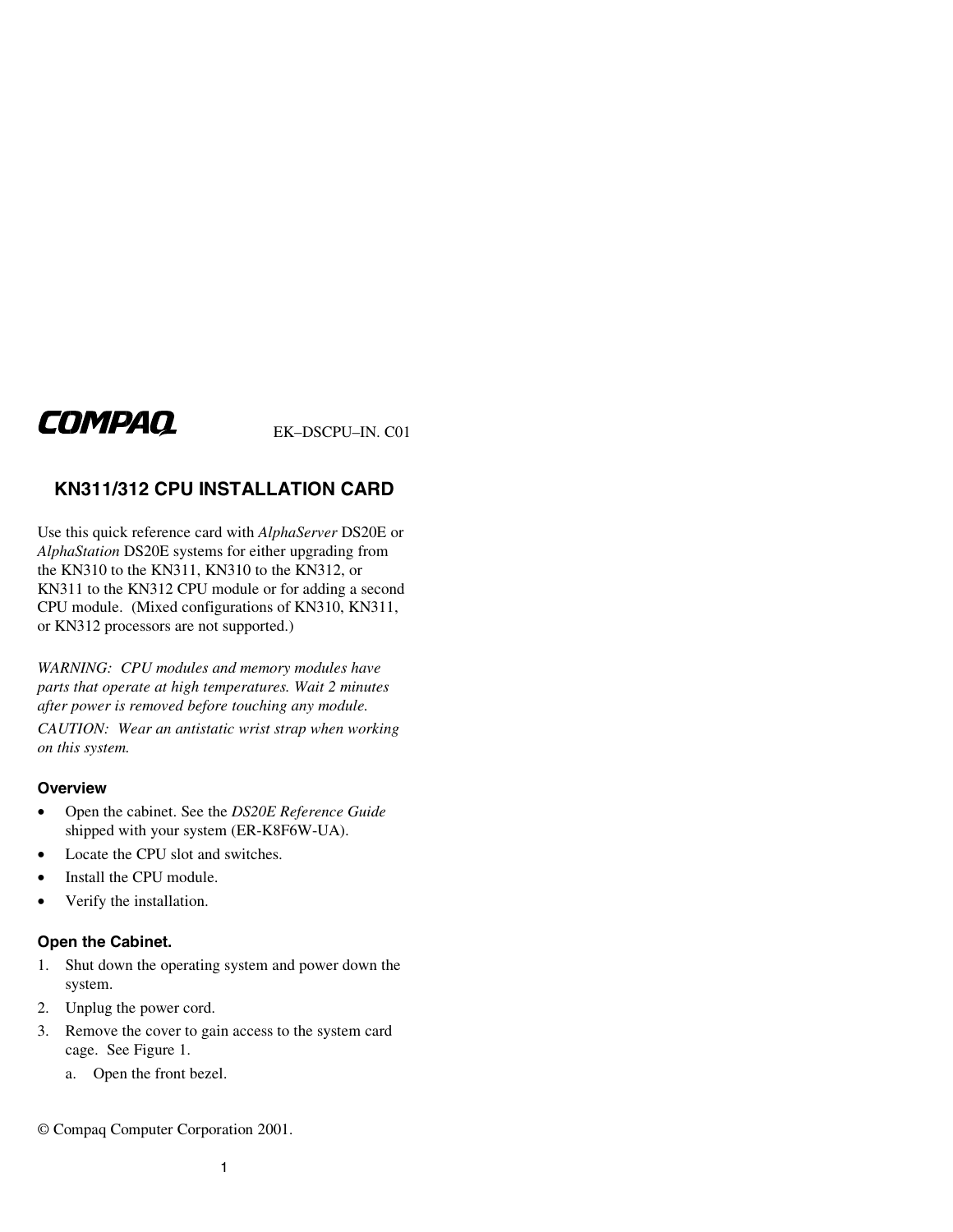COMPAQ EK–DSCPU–IN. C01

# KN311/312 CPU INSTALLATION CARD

Use this quick reference card with *AlphaServer* DS20E or *AlphaStation* DS20E systems for either upgrading from the KN310 to the KN311, KN310 to the KN312, or KN311 to the KN312 CPU module or for adding a second CPU module. (Mixed configurations of KN310, KN311, or KN312 processors are not supported.)

*WARNING: CPU modules and memory modules have parts that operate at high temperatures. Wait 2 minutes after power is removed before touching any module.*

*CAUTION: Wear an antistatic wrist strap when working on this system.*

## Overview

- Open the cabinet. See the *DS20E Reference Guide* shipped with your system (ER-K8F6W-UA).
- Locate the CPU slot and switches.
- Install the CPU module.
- Verify the installation.

## Open the Cabinet.

1. Shut down the operating system and power down the system.
2. Unplug the power cord.
3. Remove the cover to gain access to the system card cage. See Figure 1.
   a. Open the front bezel.

© Compaq Computer Corporation 2001.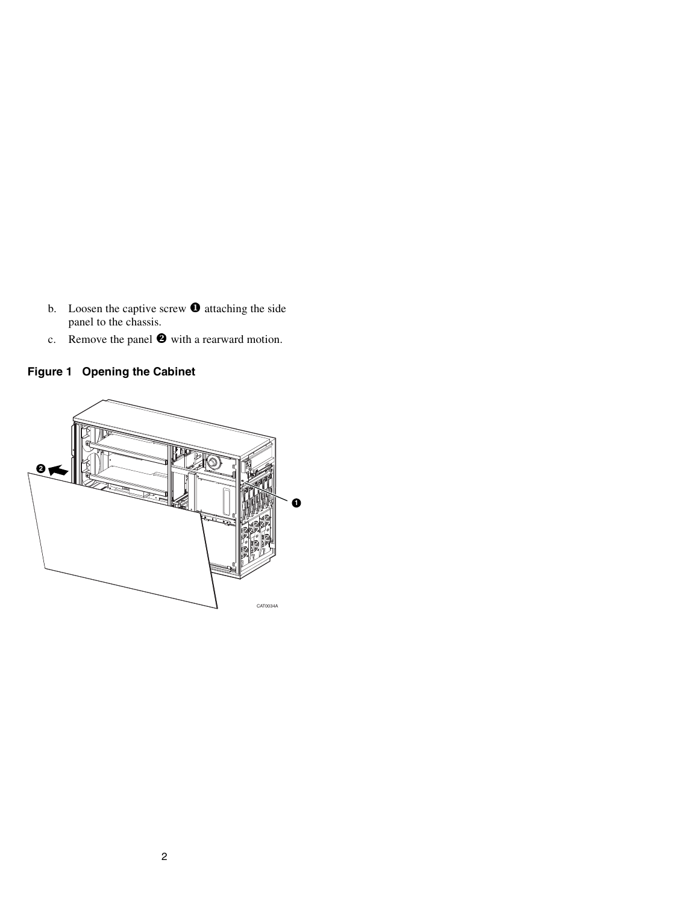b. Loosen the captive screw ❶ attaching the side panel to the chassis.

c. Remove the panel ❷ with a rearward motion.

**Figure 1 Opening the Cabinet**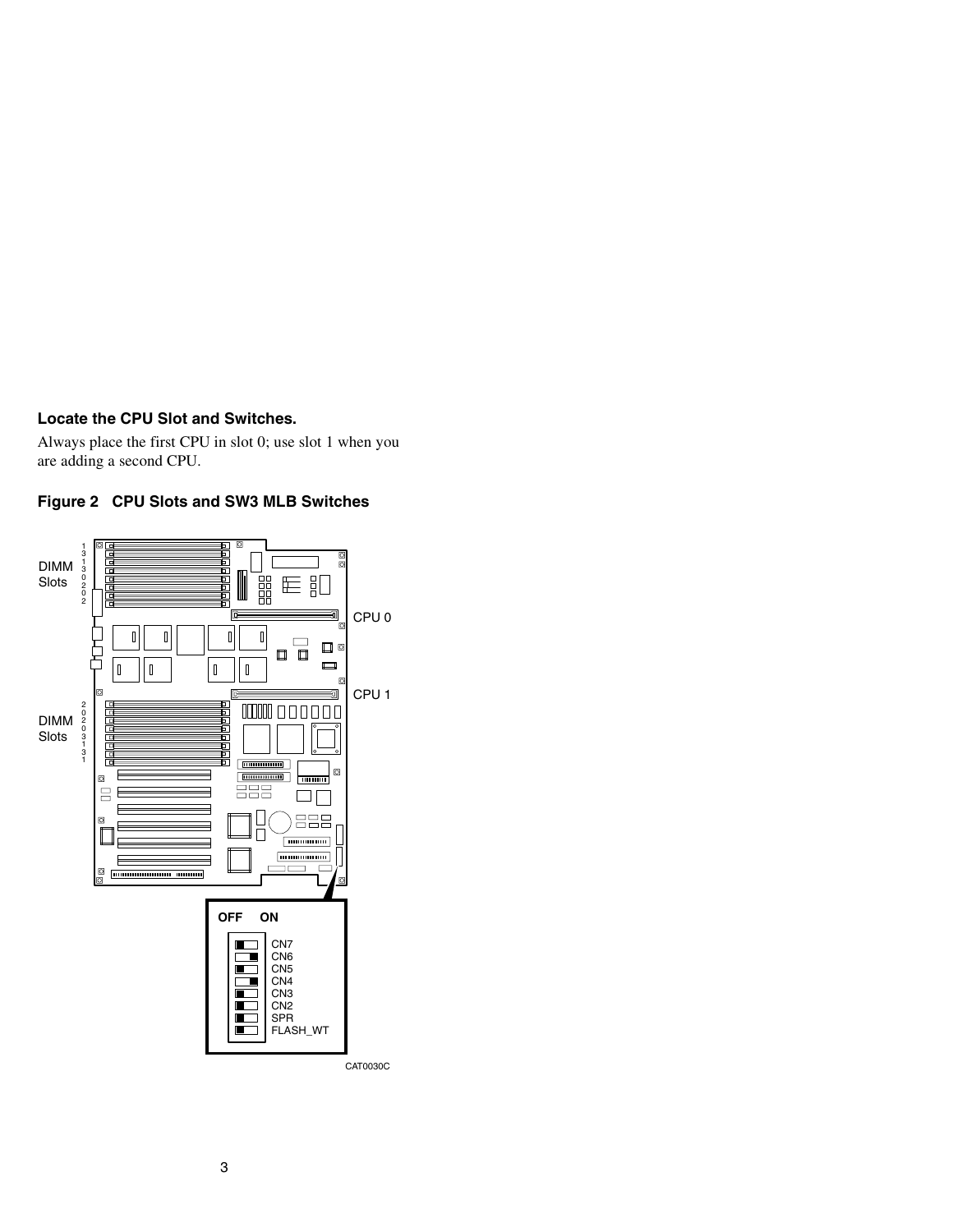### Locate the CPU Slot and Switches.

Always place the first CPU in slot 0; use slot 1 when you are adding a second CPU.

**Figure 2   CPU Slots and SW3 MLB Switches**

DIMM Slots

CPU 0

CPU 1

DIMM Slots

OFF ON

CN7
CN6
CN5
CN4
CN3
CN2
SPR
FLASH_WT

CAT0030C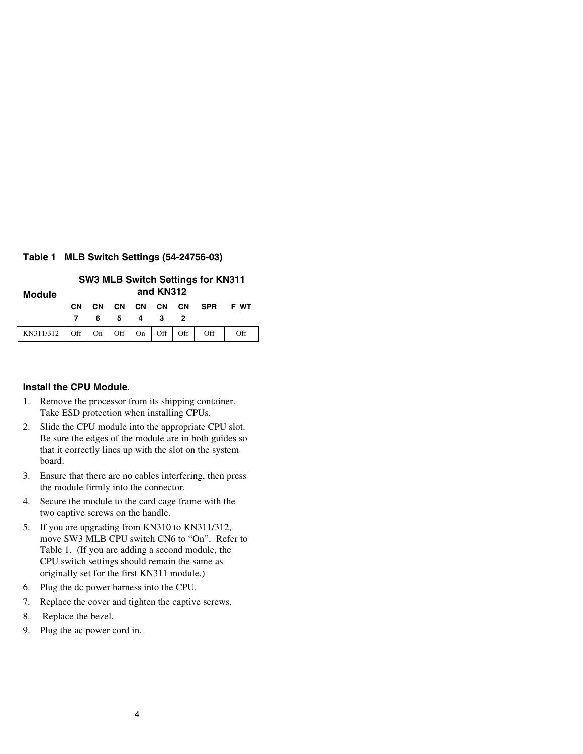**Table 1 MLB Switch Settings (54-24756-03)**

| Module | SW3 MLB Switch Settings for KN311 and KN312 | | | | | | | |
|---|---|---|---|---|---|---|---|---|
| | CN 7 | CN 6 | CN 5 | CN 4 | CN 3 | CN 2 | SPR | F_WT |
| KN311/312 | Off | On | Off | On | Off | Off | Off | Off |

### Install the CPU Module.

1. Remove the processor from its shipping container. Take ESD protection when installing CPUs.
2. Slide the CPU module into the appropriate CPU slot. Be sure the edges of the module are in both guides so that it correctly lines up with the slot on the system board.
3. Ensure that there are no cables interfering, then press the module firmly into the connector.
4. Secure the module to the card cage frame with the two captive screws on the handle.
5. If you are upgrading from KN310 to KN311/312, move SW3 MLB CPU switch CN6 to “On”. Refer to Table 1. (If you are adding a second module, the CPU switch settings should remain the same as originally set for the first KN311 module.)
6. Plug the dc power harness into the CPU.
7. Replace the cover and tighten the captive screws.
8. Replace the bezel.
9. Plug the ac power cord in.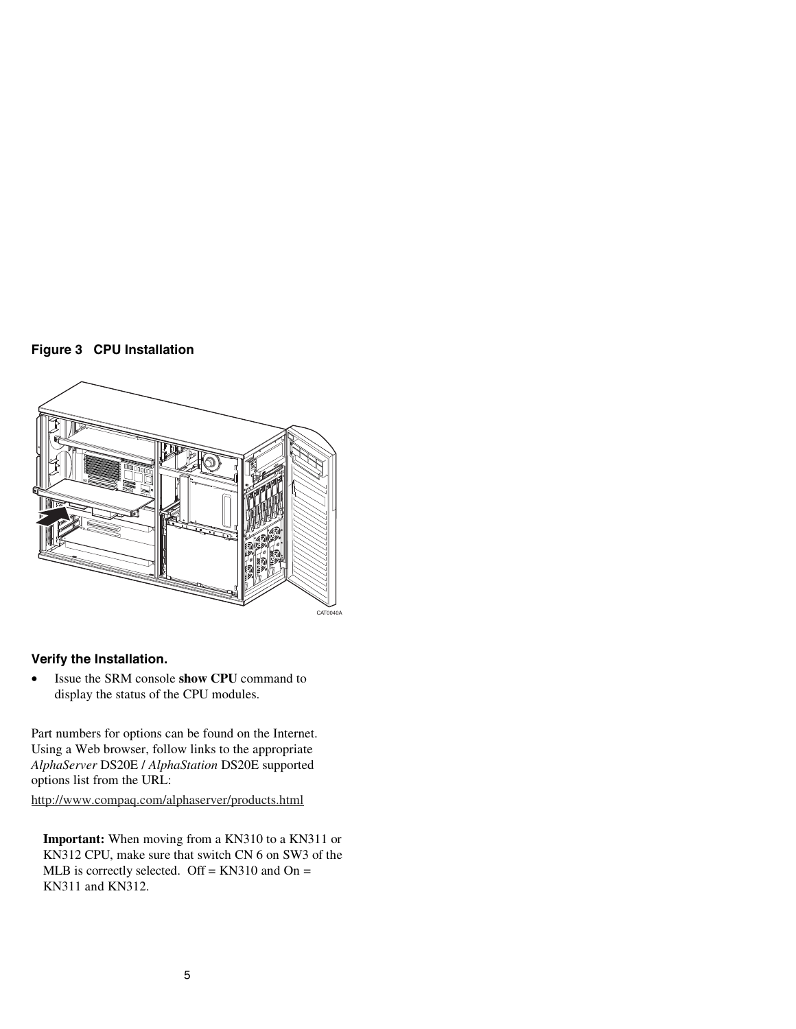**Figure 3 CPU Installation**

CAT0040A

### Verify the Installation.

- Issue the SRM console **show CPU** command to display the status of the CPU modules.

Part numbers for options can be found on the Internet. Using a Web browser, follow links to the appropriate *AlphaServer* DS20E / *AlphaStation* DS20E supported options list from the URL:

http://www.compaq.com/alphaserver/products.html

**Important:** When moving from a KN310 to a KN311 or KN312 CPU, make sure that switch CN 6 on SW3 of the MLB is correctly selected. Off = KN310 and On = KN311 and KN312.